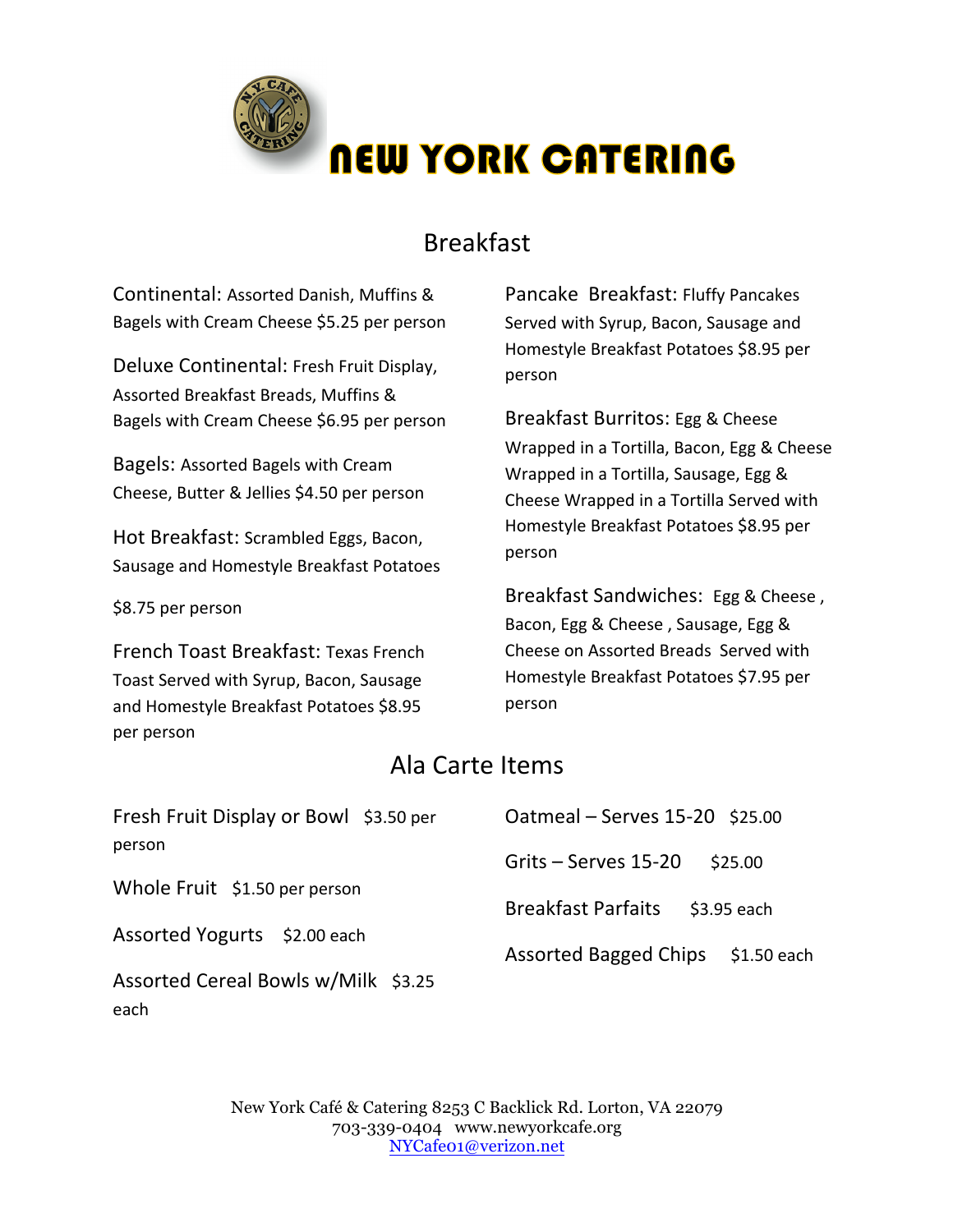# NEW YORK CATERING

## Breakfast

**Continental:** Assorted Danish, Muffins & Bagels with Cream Cheese $5.25 per person

**Deluxe Continental:** Fresh Fruit Display, Assorted Breakfast Breads, Muffins & Bagels with Cream Cheese $6.95 per person

**Bagels:** Assorted Bagels with Cream Cheese, Butter & Jellies $4.50 per person

**Hot Breakfast:** Scrambled Eggs, Bacon, Sausage and Homestyle Breakfast Potatoes

$8.75 per person

**French Toast Breakfast:** Texas French Toast Served with Syrup, Bacon, Sausage and Homestyle Breakfast Potatoes $8.95 per person

**Pancake Breakfast:** Fluffy Pancakes Served with Syrup, Bacon, Sausage and Homestyle Breakfast Potatoes $8.95 per person

**Breakfast Burritos:** Egg & Cheese Wrapped in a Tortilla, Bacon, Egg & Cheese Wrapped in a Tortilla, Sausage, Egg & Cheese Wrapped in a Tortilla Served with Homestyle Breakfast Potatoes $8.95 per person

**Breakfast Sandwiches:** Egg & Cheese , Bacon, Egg & Cheese , Sausage, Egg & Cheese on Assorted Breads Served with Homestyle Breakfast Potatoes $7.95 per person

## Ala Carte Items

Fresh Fruit Display or Bowl $3.50 per person

Whole Fruit $1.50 per person

Assorted Yogurts $2.00 each

Assorted Cereal Bowls w/Milk $3.25 each

Oatmeal – Serves 15-20 $25.00

Grits – Serves 15-20 $25.00

Breakfast Parfaits $3.95 each

Assorted Bagged Chips $1.50 each

New York Café & Catering 8253 C Backlick Rd. Lorton, VA 22079
703-339-0404 www.newyorkcafe.org
NYCafe01@verizon.net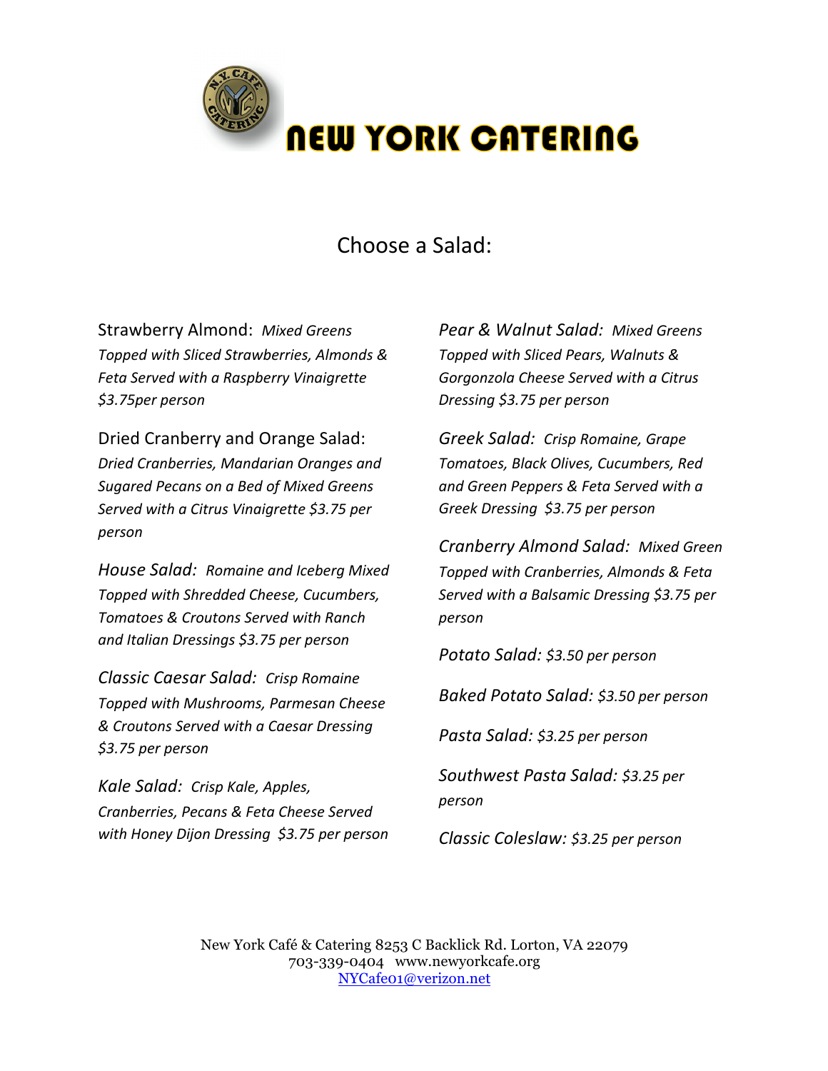# NEW YORK CATERING

## Choose a Salad:

Strawberry Almond: *Mixed Greens Topped with Sliced Strawberries, Almonds & Feta Served with a Raspberry Vinaigrette $3.75per person*

Dried Cranberry and Orange Salad: *Dried Cranberries, Mandarian Oranges and Sugared Pecans on a Bed of Mixed Greens Served with a Citrus Vinaigrette $3.75 per person*

*House Salad: Romaine and Iceberg Mixed Topped with Shredded Cheese, Cucumbers, Tomatoes & Croutons Served with Ranch and Italian Dressings $3.75 per person*

*Classic Caesar Salad: Crisp Romaine Topped with Mushrooms, Parmesan Cheese & Croutons Served with a Caesar Dressing $3.75 per person*

*Kale Salad: Crisp Kale, Apples, Cranberries, Pecans & Feta Cheese Served with Honey Dijon Dressing $3.75 per person*

*Pear & Walnut Salad: Mixed Greens Topped with Sliced Pears, Walnuts & Gorgonzola Cheese Served with a Citrus Dressing $3.75 per person*

*Greek Salad: Crisp Romaine, Grape Tomatoes, Black Olives, Cucumbers, Red and Green Peppers & Feta Served with a Greek Dressing $3.75 per person*

*Cranberry Almond Salad: Mixed Green Topped with Cranberries, Almonds & Feta Served with a Balsamic Dressing $3.75 per person*

*Potato Salad: $3.50 per person*

*Baked Potato Salad: $3.50 per person*

*Pasta Salad: $3.25 per person*

*Southwest Pasta Salad: $3.25 per person*

*Classic Coleslaw: $3.25 per person*

New York Café & Catering 8253 C Backlick Rd. Lorton, VA 22079
703-339-0404 www.newyorkcafe.org
NYCafe01@verizon.net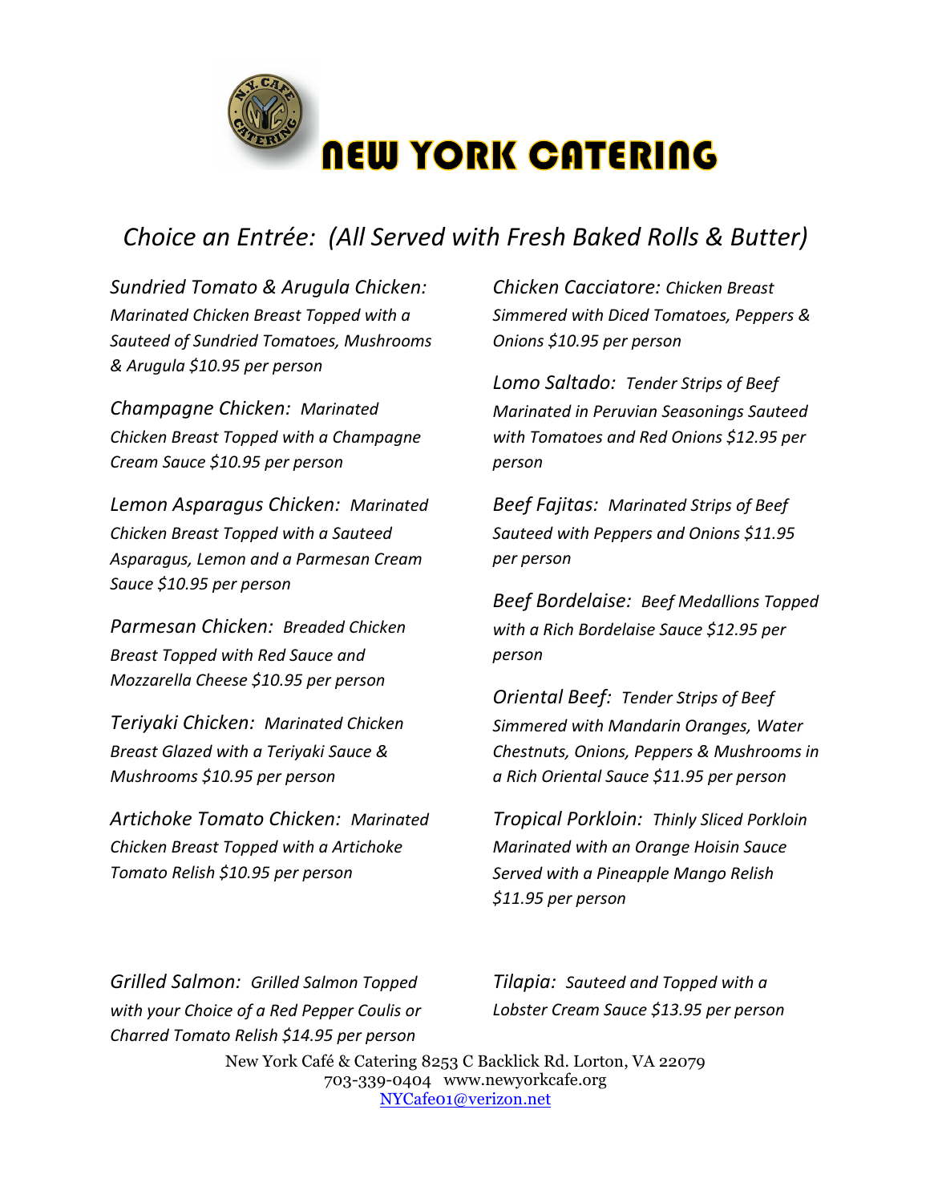# NEW YORK CATERING

## *Choice an Entrée: (All Served with Fresh Baked Rolls & Butter)*

*Sundried Tomato & Arugula Chicken: Marinated Chicken Breast Topped with a Sauteed of Sundried Tomatoes, Mushrooms & Arugula $10.95 per person*

*Champagne Chicken: Marinated Chicken Breast Topped with a Champagne Cream Sauce $10.95 per person*

*Lemon Asparagus Chicken: Marinated Chicken Breast Topped with a Sauteed Asparagus, Lemon and a Parmesan Cream Sauce $10.95 per person*

*Parmesan Chicken: Breaded Chicken Breast Topped with Red Sauce and Mozzarella Cheese $10.95 per person*

*Teriyaki Chicken: Marinated Chicken Breast Glazed with a Teriyaki Sauce & Mushrooms $10.95 per person*

*Artichoke Tomato Chicken: Marinated Chicken Breast Topped with a Artichoke Tomato Relish $10.95 per person*

*Chicken Cacciatore: Chicken Breast Simmered with Diced Tomatoes, Peppers & Onions $10.95 per person*

*Lomo Saltado: Tender Strips of Beef Marinated in Peruvian Seasonings Sauteed with Tomatoes and Red Onions $12.95 per person*

*Beef Fajitas: Marinated Strips of Beef Sauteed with Peppers and Onions $11.95 per person*

*Beef Bordelaise: Beef Medallions Topped with a Rich Bordelaise Sauce $12.95 per person*

*Oriental Beef: Tender Strips of Beef Simmered with Mandarin Oranges, Water Chestnuts, Onions, Peppers & Mushrooms in a Rich Oriental Sauce $11.95 per person*

*Tropical Porkloin: Thinly Sliced Porkloin Marinated with an Orange Hoisin Sauce Served with a Pineapple Mango Relish $11.95 per person*

*Grilled Salmon: Grilled Salmon Topped with your Choice of a Red Pepper Coulis or Charred Tomato Relish $14.95 per person*

*Tilapia: Sauteed and Topped with a Lobster Cream Sauce $13.95 per person*

New York Café & Catering 8253 C Backlick Rd. Lorton, VA 22079
703-339-0404 www.newyorkcafe.org
NYCafe01@verizon.net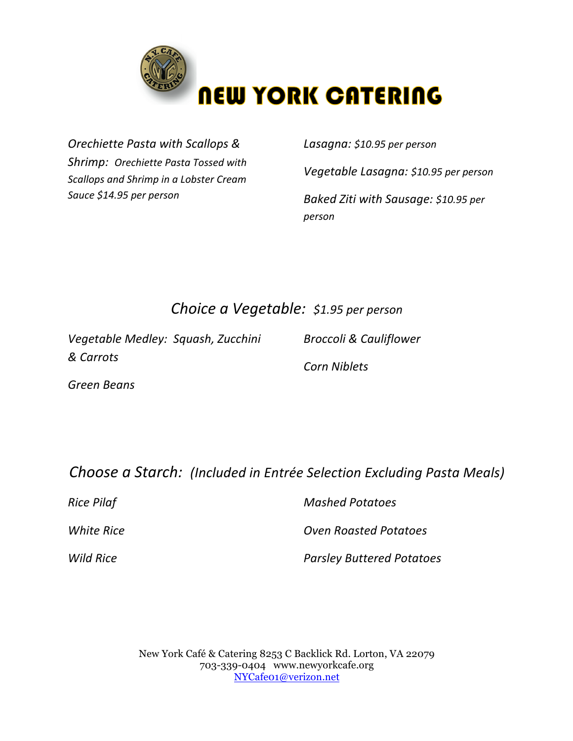# NEW YORK CATERING

*Orechiette Pasta with Scallops & Shrimp: Orechiette Pasta Tossed with Scallops and Shrimp in a Lobster Cream Sauce $14.95 per person*

*Lasagna: $10.95 per person*

*Vegetable Lasagna: $10.95 per person*

*Baked Ziti with Sausage: $10.95 per person*

## *Choice a Vegetable: $1.95 per person*

*Vegetable Medley: Squash, Zucchini & Carrots*

*Green Beans*

*Broccoli & Cauliflower*

*Corn Niblets*

## *Choose a Starch: (Included in Entrée Selection Excluding Pasta Meals)*

*Rice Pilaf*

*White Rice*

*Wild Rice*

*Mashed Potatoes*

*Oven Roasted Potatoes*

*Parsley Buttered Potatoes*

New York Café & Catering 8253 C Backlick Rd. Lorton, VA 22079
703-339-0404 www.newyorkcafe.org
NYCafe01@verizon.net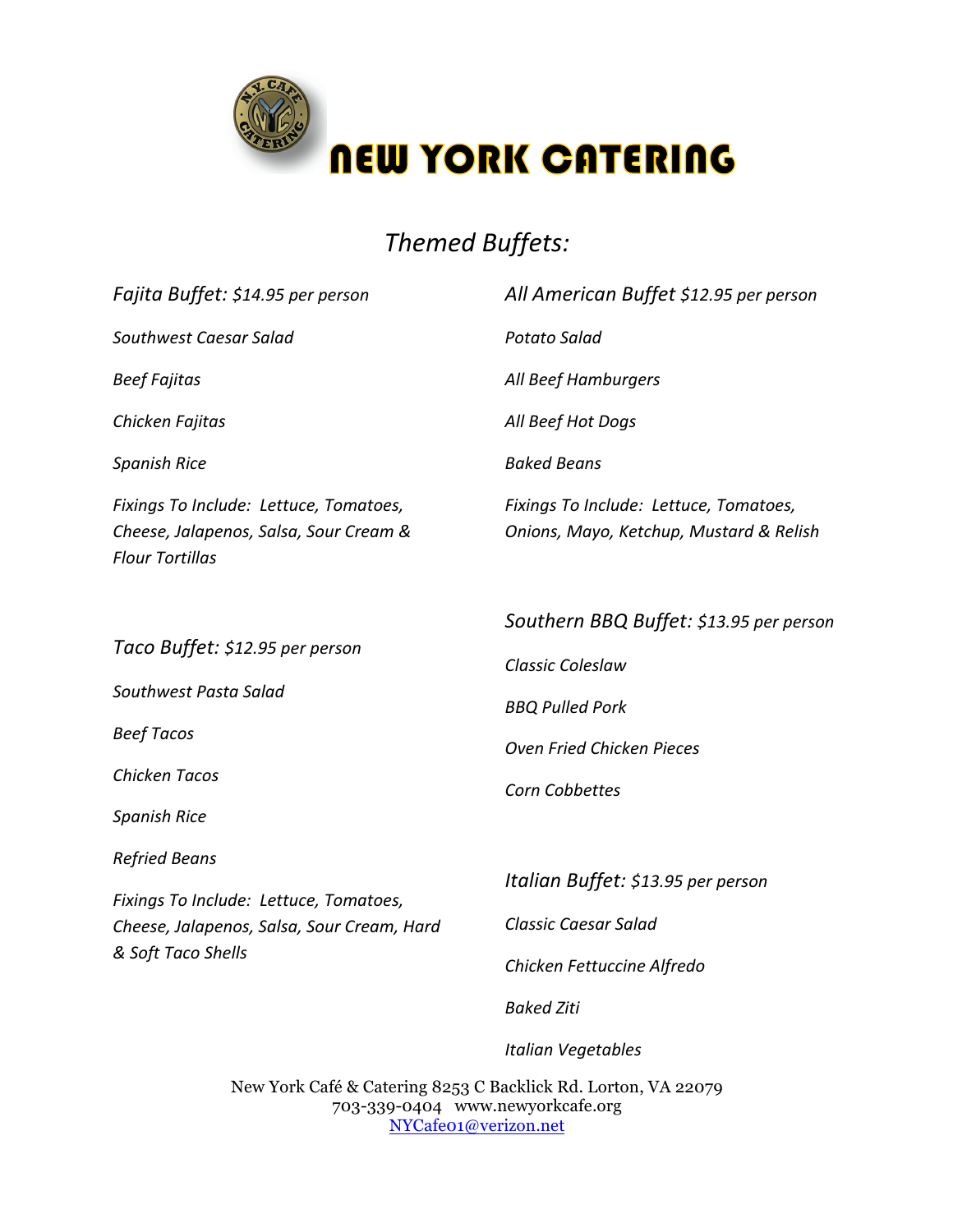# NEW YORK CATERING

## *Themed Buffets:*

### *Fajita Buffet: $14.95 per person*

*Southwest Caesar Salad*

*Beef Fajitas*

*Chicken Fajitas*

*Spanish Rice*

*Fixings To Include: Lettuce, Tomatoes, Cheese, Jalapenos, Salsa, Sour Cream & Flour Tortillas*

### *Taco Buffet: $12.95 per person*

*Southwest Pasta Salad*

*Beef Tacos*

*Chicken Tacos*

*Spanish Rice*

*Refried Beans*

*Fixings To Include: Lettuce, Tomatoes, Cheese, Jalapenos, Salsa, Sour Cream, Hard & Soft Taco Shells*

### *All American Buffet $12.95 per person*

*Potato Salad*

*All Beef Hamburgers*

*All Beef Hot Dogs*

*Baked Beans*

*Fixings To Include: Lettuce, Tomatoes, Onions, Mayo, Ketchup, Mustard & Relish*

### *Southern BBQ Buffet: $13.95 per person*

*Classic Coleslaw*

*BBQ Pulled Pork*

*Oven Fried Chicken Pieces*

*Corn Cobbettes*

### *Italian Buffet: $13.95 per person*

*Classic Caesar Salad*

*Chicken Fettuccine Alfredo*

*Baked Ziti*

*Italian Vegetables*

New York Café & Catering 8253 C Backlick Rd. Lorton, VA 22079
703-339-0404 www.newyorkcafe.org
NYCafe01@verizon.net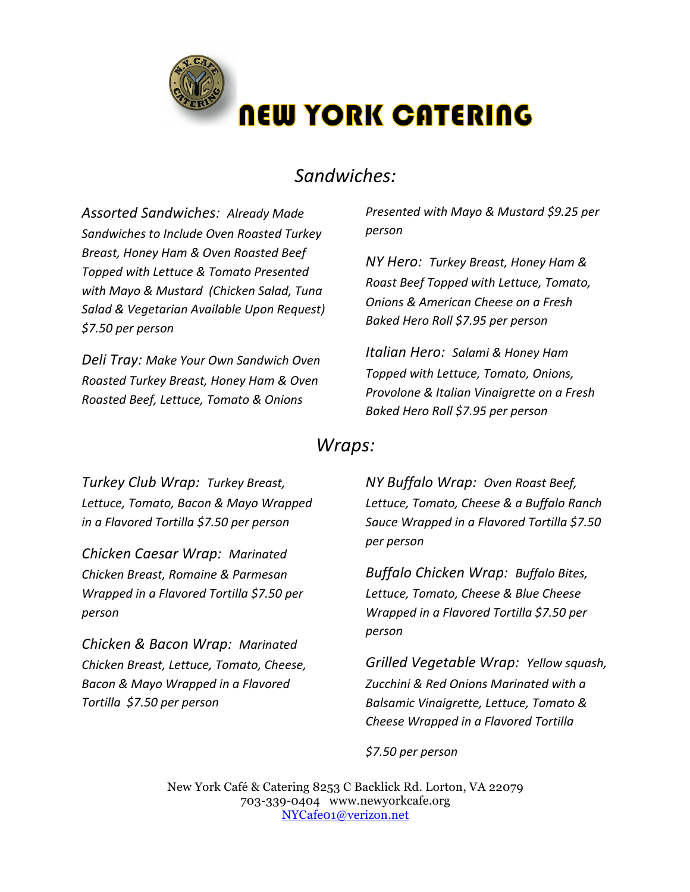# NEW YORK CATERING

## *Sandwiches:*

*Assorted Sandwiches: Already Made Sandwiches to Include Oven Roasted Turkey Breast, Honey Ham & Oven Roasted Beef Topped with Lettuce & Tomato Presented with Mayo & Mustard (Chicken Salad, Tuna Salad & Vegetarian Available Upon Request) $7.50 per person*

*Deli Tray: Make Your Own Sandwich Oven Roasted Turkey Breast, Honey Ham & Oven Roasted Beef, Lettuce, Tomato & Onions Presented with Mayo & Mustard $9.25 per person*

*NY Hero: Turkey Breast, Honey Ham & Roast Beef Topped with Lettuce, Tomato, Onions & American Cheese on a Fresh Baked Hero Roll $7.95 per person*

*Italian Hero: Salami & Honey Ham Topped with Lettuce, Tomato, Onions, Provolone & Italian Vinaigrette on a Fresh Baked Hero Roll $7.95 per person*

## *Wraps:*

*Turkey Club Wrap: Turkey Breast, Lettuce, Tomato, Bacon & Mayo Wrapped in a Flavored Tortilla $7.50 per person*

*Chicken Caesar Wrap: Marinated Chicken Breast, Romaine & Parmesan Wrapped in a Flavored Tortilla $7.50 per person*

*Chicken & Bacon Wrap: Marinated Chicken Breast, Lettuce, Tomato, Cheese, Bacon & Mayo Wrapped in a Flavored Tortilla $7.50 per person*

*NY Buffalo Wrap: Oven Roast Beef, Lettuce, Tomato, Cheese & a Buffalo Ranch Sauce Wrapped in a Flavored Tortilla $7.50 per person*

*Buffalo Chicken Wrap: Buffalo Bites, Lettuce, Tomato, Cheese & Blue Cheese Wrapped in a Flavored Tortilla $7.50 per person*

*Grilled Vegetable Wrap: Yellow squash, Zucchini & Red Onions Marinated with a Balsamic Vinaigrette, Lettuce, Tomato & Cheese Wrapped in a Flavored Tortilla*

*$7.50 per person*

New York Café & Catering 8253 C Backlick Rd. Lorton, VA 22079
703-339-0404 www.newyorkcafe.org
NYCafe01@verizon.net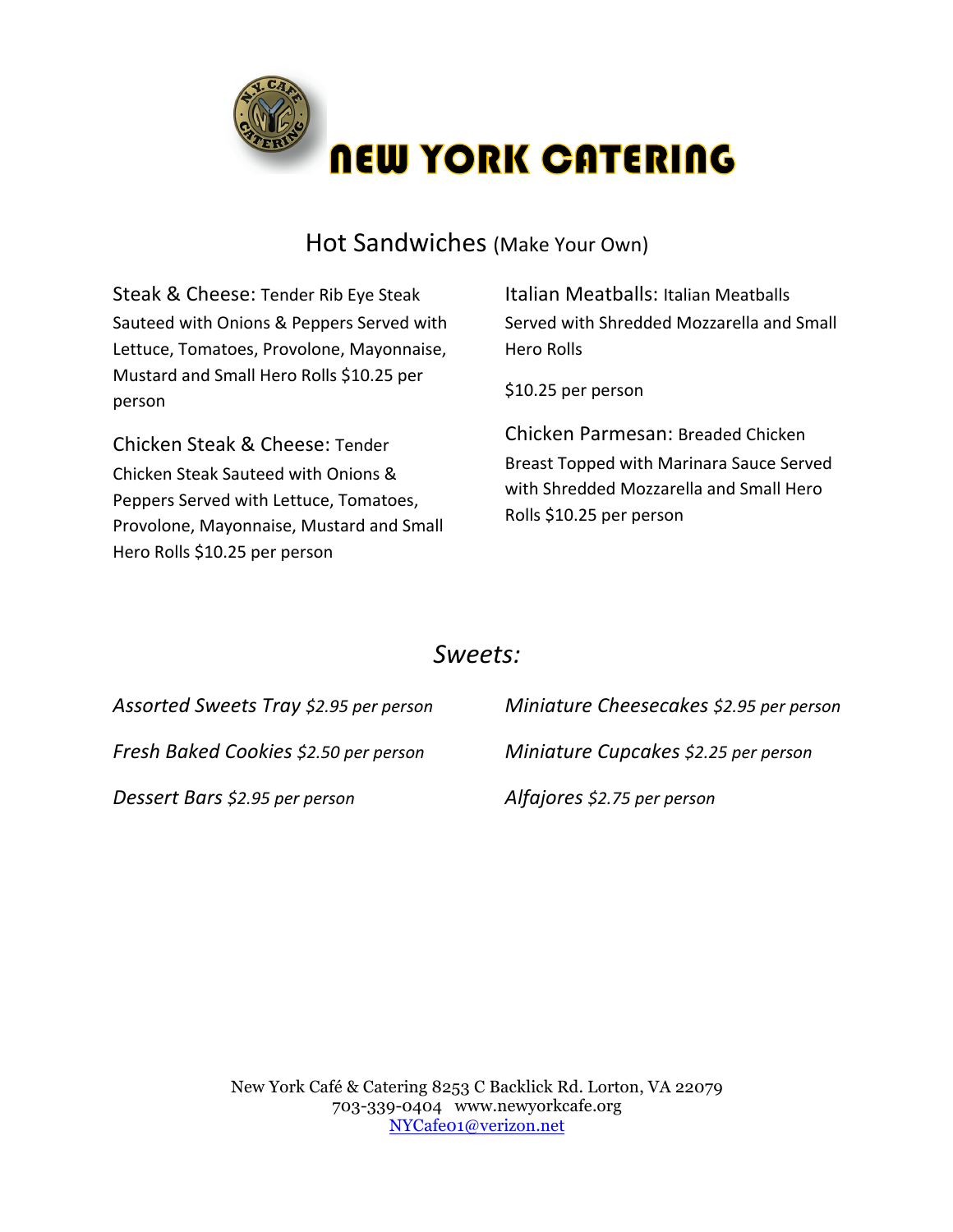# NEW YORK CATERING

## Hot Sandwiches (Make Your Own)

Steak & Cheese: Tender Rib Eye Steak Sauteed with Onions & Peppers Served with Lettuce, Tomatoes, Provolone, Mayonnaise, Mustard and Small Hero Rolls $10.25 per person

Chicken Steak & Cheese: Tender Chicken Steak Sauteed with Onions & Peppers Served with Lettuce, Tomatoes, Provolone, Mayonnaise, Mustard and Small Hero Rolls $10.25 per person

Italian Meatballs: Italian Meatballs Served with Shredded Mozzarella and Small Hero Rolls

$10.25 per person

Chicken Parmesan: Breaded Chicken Breast Topped with Marinara Sauce Served with Shredded Mozzarella and Small Hero Rolls $10.25 per person

## *Sweets:*

*Assorted Sweets Tray $2.95 per person*

*Fresh Baked Cookies $2.50 per person*

*Dessert Bars $2.95 per person*

*Miniature Cheesecakes $2.95 per person*

*Miniature Cupcakes $2.25 per person*

*Alfajores $2.75 per person*

New York Café & Catering 8253 C Backlick Rd. Lorton, VA 22079
703-339-0404 www.newyorkcafe.org
NYCafe01@verizon.net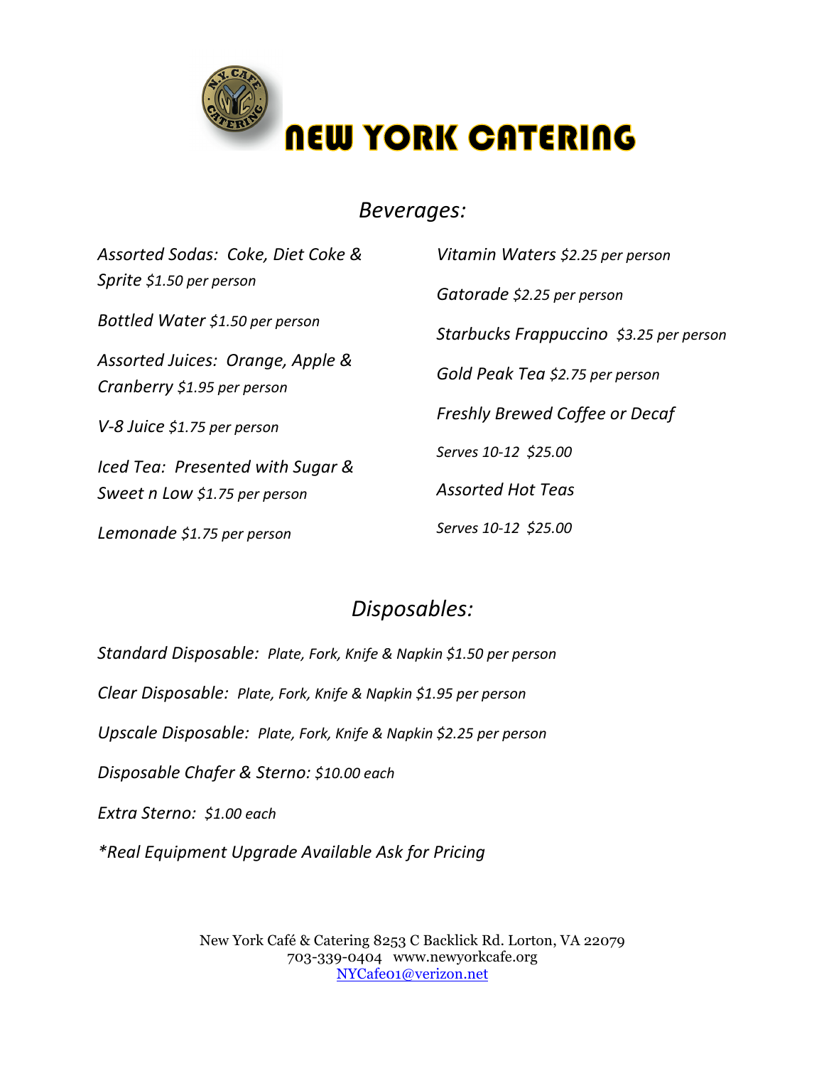# NEW YORK CATERING

## *Beverages:*

*Assorted Sodas: Coke, Diet Coke & Sprite $1.50 per person*

*Bottled Water $1.50 per person*

*Assorted Juices: Orange, Apple & Cranberry $1.95 per person*

*V-8 Juice $1.75 per person*

*Iced Tea: Presented with Sugar & Sweet n Low $1.75 per person*

*Lemonade $1.75 per person*

*Vitamin Waters $2.25 per person*

*Gatorade $2.25 per person*

*Starbucks Frappuccino $3.25 per person*

*Gold Peak Tea $2.75 per person*

*Freshly Brewed Coffee or Decaf*

*Serves 10-12 $25.00*

*Assorted Hot Teas*

*Serves 10-12 $25.00*

## *Disposables:*

*Standard Disposable: Plate, Fork, Knife & Napkin $1.50 per person*

*Clear Disposable: Plate, Fork, Knife & Napkin $1.95 per person*

*Upscale Disposable: Plate, Fork, Knife & Napkin $2.25 per person*

*Disposable Chafer & Sterno: $10.00 each*

*Extra Sterno: $1.00 each*

**Real Equipment Upgrade Available Ask for Pricing*

New York Café & Catering 8253 C Backlick Rd. Lorton, VA 22079
703-339-0404 www.newyorkcafe.org
NYCafe01@verizon.net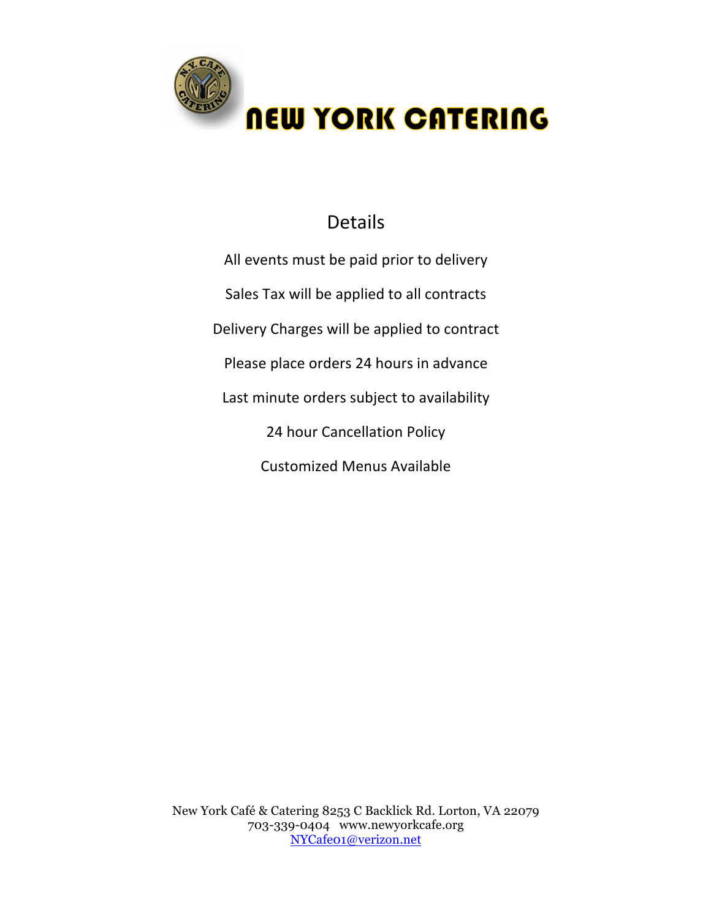# NEW YORK CATERING

## Details

All events must be paid prior to delivery

Sales Tax will be applied to all contracts

Delivery Charges will be applied to contract

Please place orders 24 hours in advance

Last minute orders subject to availability

24 hour Cancellation Policy

Customized Menus Available

New York Café & Catering 8253 C Backlick Rd. Lorton, VA 22079
703-339-0404 www.newyorkcafe.org
NYCafe01@verizon.net